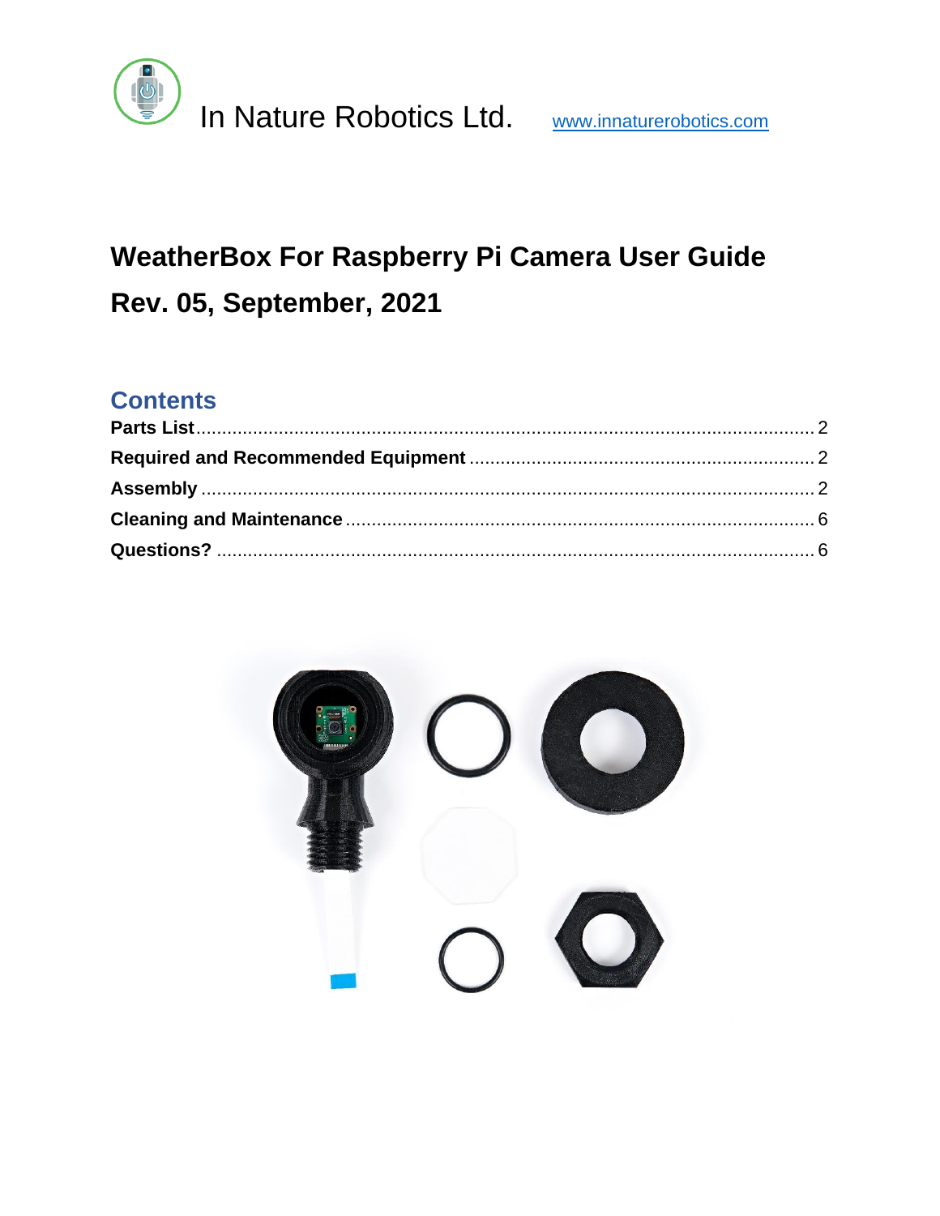In Nature Robotics Ltd. www.innaturerobotics.com

# WeatherBox For Raspberry Pi Camera User Guide

# Rev. 05, September, 2021

## Contents

**Parts List** ........................................................................................................ 2
**Required and Recommended Equipment** .................................................. 2
**Assembly** ......................................................................................................... 2
**Cleaning and Maintenance** ........................................................................... 6
**Questions?** ........................................................................................................ 6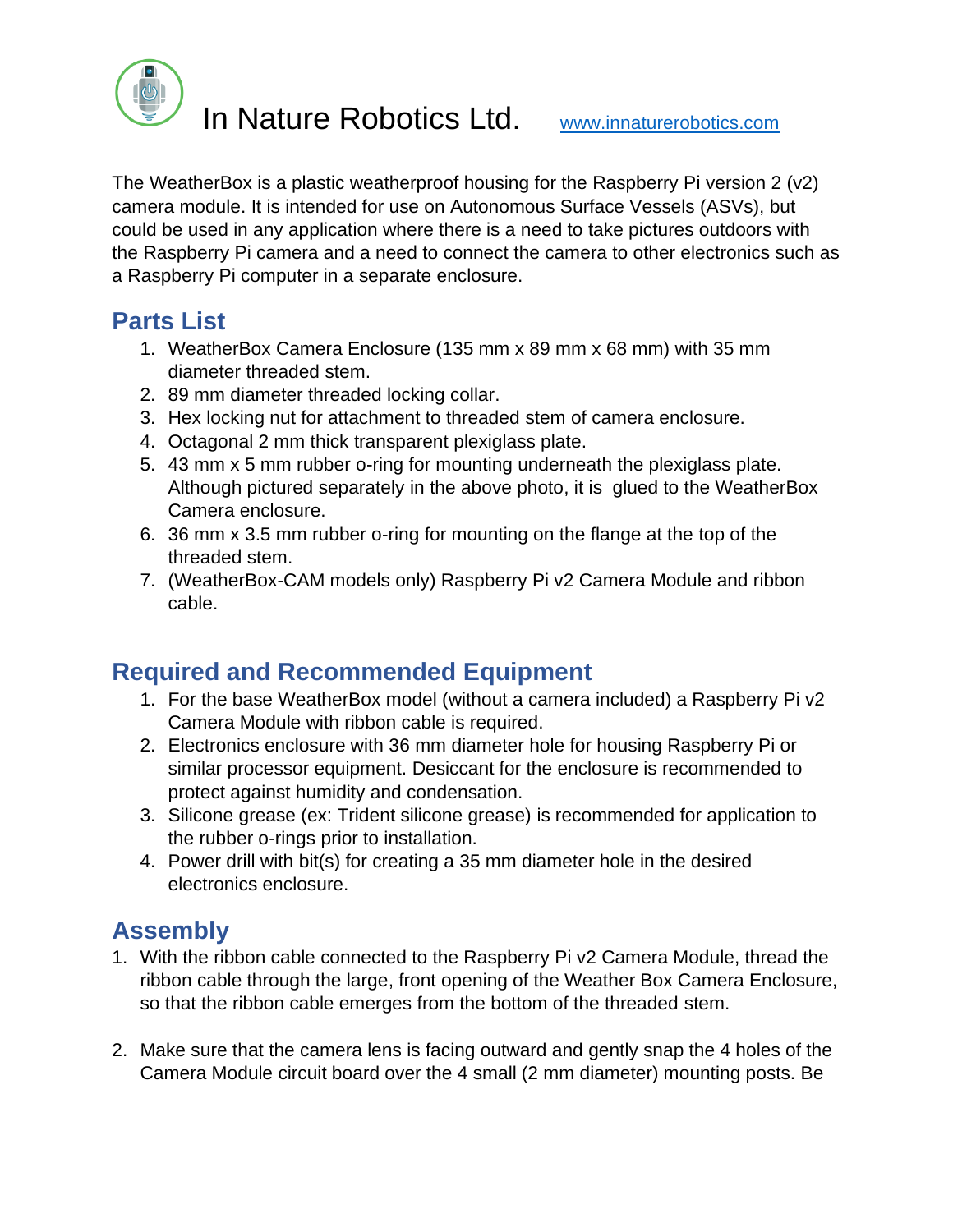# In Nature Robotics Ltd. [www.innaturerobotics.com](http://www.innaturerobotics.com)

The WeatherBox is a plastic weatherproof housing for the Raspberry Pi version 2 (v2) camera module. It is intended for use on Autonomous Surface Vessels (ASVs), but could be used in any application where there is a need to take pictures outdoors with the Raspberry Pi camera and a need to connect the camera to other electronics such as a Raspberry Pi computer in a separate enclosure.

## Parts List

1. WeatherBox Camera Enclosure (135 mm x 89 mm x 68 mm) with 35 mm diameter threaded stem.
2. 89 mm diameter threaded locking collar.
3. Hex locking nut for attachment to threaded stem of camera enclosure.
4. Octagonal 2 mm thick transparent plexiglass plate.
5. 43 mm x 5 mm rubber o-ring for mounting underneath the plexiglass plate. Although pictured separately in the above photo, it is glued to the WeatherBox Camera enclosure.
6. 36 mm x 3.5 mm rubber o-ring for mounting on the flange at the top of the threaded stem.
7. (WeatherBox-CAM models only) Raspberry Pi v2 Camera Module and ribbon cable.

## Required and Recommended Equipment

1. For the base WeatherBox model (without a camera included) a Raspberry Pi v2 Camera Module with ribbon cable is required.
2. Electronics enclosure with 36 mm diameter hole for housing Raspberry Pi or similar processor equipment. Desiccant for the enclosure is recommended to protect against humidity and condensation.
3. Silicone grease (ex: Trident silicone grease) is recommended for application to the rubber o-rings prior to installation.
4. Power drill with bit(s) for creating a 35 mm diameter hole in the desired electronics enclosure.

## Assembly

1. With the ribbon cable connected to the Raspberry Pi v2 Camera Module, thread the ribbon cable through the large, front opening of the Weather Box Camera Enclosure, so that the ribbon cable emerges from the bottom of the threaded stem.

2. Make sure that the camera lens is facing outward and gently snap the 4 holes of the Camera Module circuit board over the 4 small (2 mm diameter) mounting posts. Be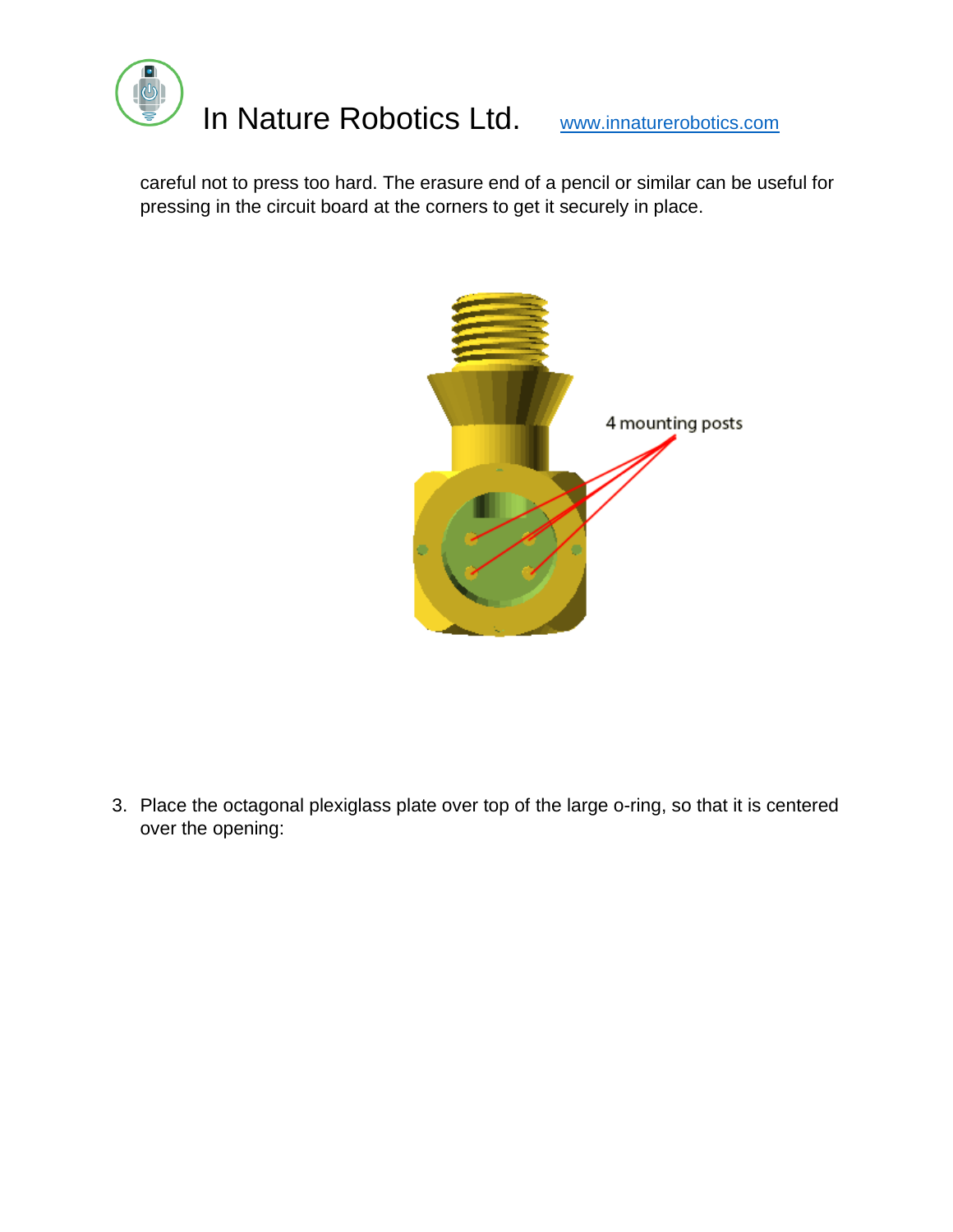careful not to press too hard. The erasure end of a pencil or similar can be useful for pressing in the circuit board at the corners to get it securely in place.

3. Place the octagonal plexiglass plate over top of the large o-ring, so that it is centered over the opening: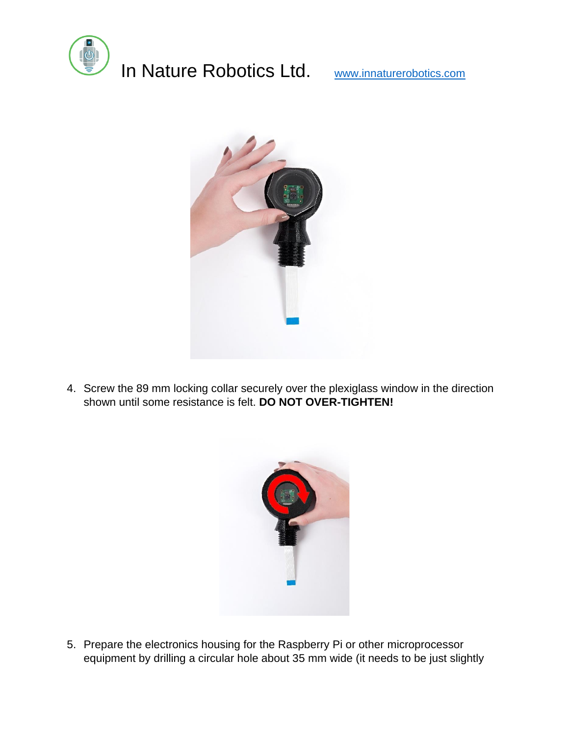4. Screw the 89 mm locking collar securely over the plexiglass window in the direction shown until some resistance is felt. **DO NOT OVER-TIGHTEN!**

5. Prepare the electronics housing for the Raspberry Pi or other microprocessor equipment by drilling a circular hole about 35 mm wide (it needs to be just slightly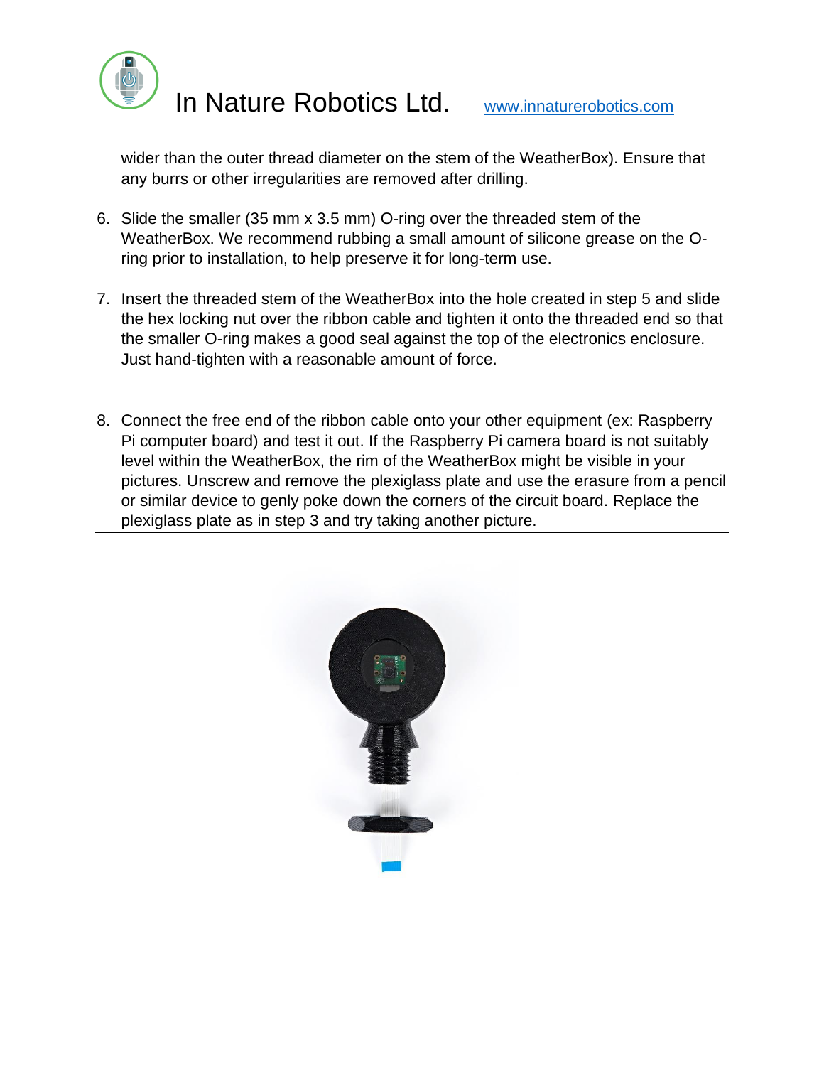wider than the outer thread diameter on the stem of the WeatherBox). Ensure that any burrs or other irregularities are removed after drilling.

6. Slide the smaller (35 mm x 3.5 mm) O-ring over the threaded stem of the WeatherBox. We recommend rubbing a small amount of silicone grease on the O-ring prior to installation, to help preserve it for long-term use.

7. Insert the threaded stem of the WeatherBox into the hole created in step 5 and slide the hex locking nut over the ribbon cable and tighten it onto the threaded end so that the smaller O-ring makes a good seal against the top of the electronics enclosure. Just hand-tighten with a reasonable amount of force.

8. Connect the free end of the ribbon cable onto your other equipment (ex: Raspberry Pi computer board) and test it out. If the Raspberry Pi camera board is not suitably level within the WeatherBox, the rim of the WeatherBox might be visible in your pictures. Unscrew and remove the plexiglass plate and use the erasure from a pencil or similar device to genly poke down the corners of the circuit board. Replace the plexiglass plate as in step 3 and try taking another picture.

---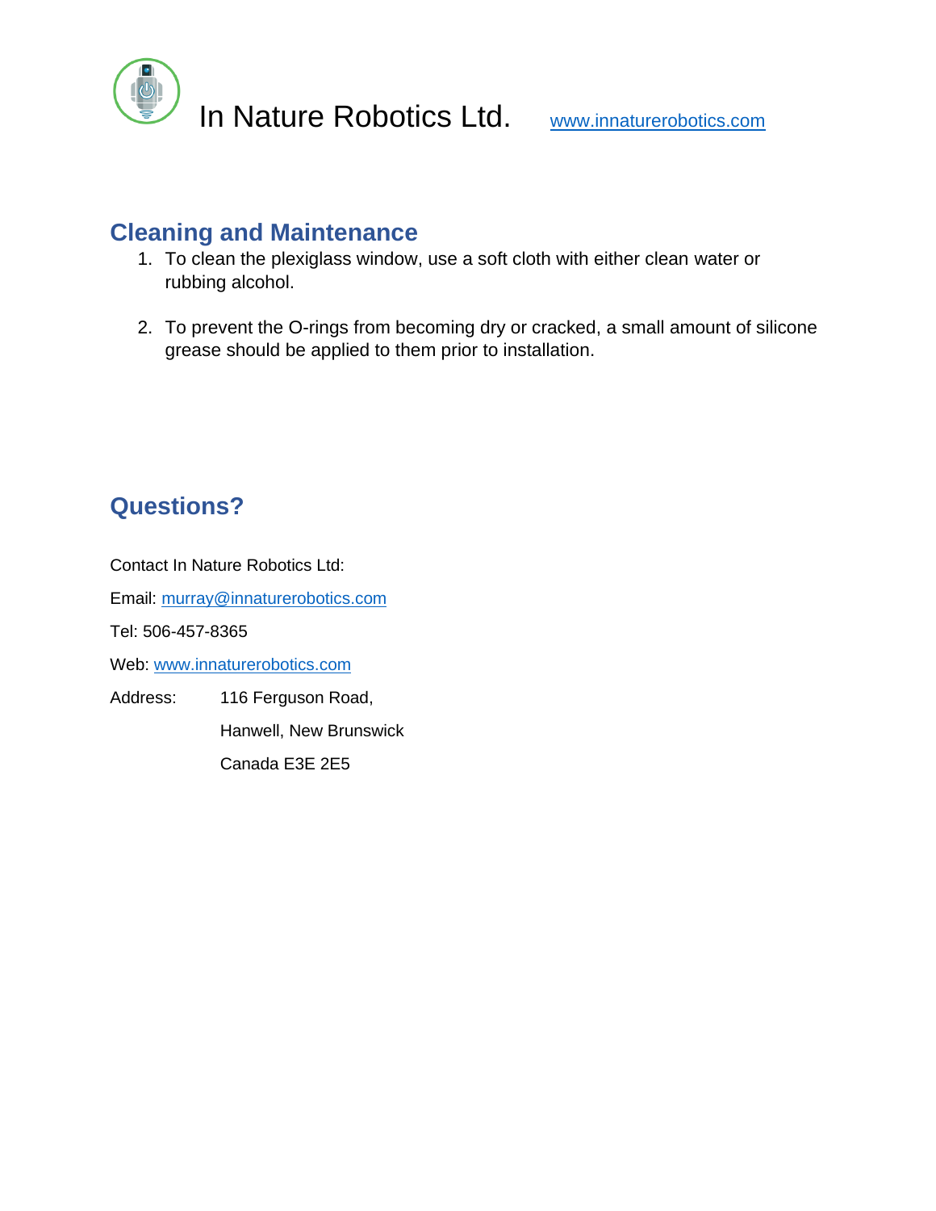In Nature Robotics Ltd. www.innaturerobotics.com

## Cleaning and Maintenance

1. To clean the plexiglass window, use a soft cloth with either clean water or rubbing alcohol.

2. To prevent the O-rings from becoming dry or cracked, a small amount of silicone grease should be applied to them prior to installation.

## Questions?

Contact In Nature Robotics Ltd:

Email: murray@innaturerobotics.com

Tel: 506-457-8365

Web: www.innaturerobotics.com

Address: 116 Ferguson Road,
Hanwell, New Brunswick
Canada E3E 2E5